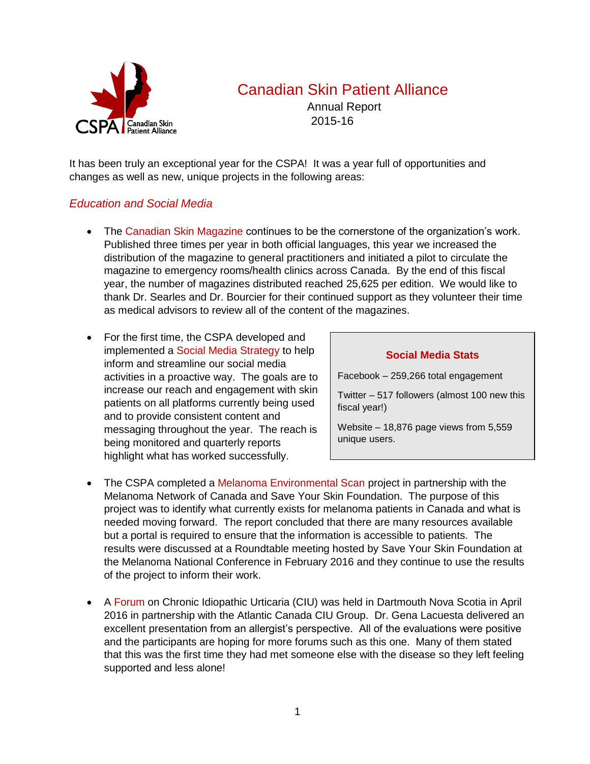# Canadian Skin Patient Alliance

Annual Report
2015-16

It has been truly an exceptional year for the CSPA! It was a year full of opportunities and changes as well as new, unique projects in the following areas:

## *Education and Social Media*

- The Canadian Skin Magazine continues to be the cornerstone of the organization's work. Published three times per year in both official languages, this year we increased the distribution of the magazine to general practitioners and initiated a pilot to circulate the magazine to emergency rooms/health clinics across Canada. By the end of this fiscal year, the number of magazines distributed reached 25,625 per edition. We would like to thank Dr. Searles and Dr. Bourcier for their continued support as they volunteer their time as medical advisors to review all of the content of the magazines.

- For the first time, the CSPA developed and implemented a Social Media Strategy to help inform and streamline our social media activities in a proactive way. The goals are to increase our reach and engagement with skin patients on all platforms currently being used and to provide consistent content and messaging throughout the year. The reach is being monitored and quarterly reports highlight what has worked successfully.

> **Social Media Stats**
>
> Facebook – 259,266 total engagement
>
> Twitter – 517 followers (almost 100 new this fiscal year!)
>
> Website – 18,876 page views from 5,559 unique users.

- The CSPA completed a Melanoma Environmental Scan project in partnership with the Melanoma Network of Canada and Save Your Skin Foundation. The purpose of this project was to identify what currently exists for melanoma patients in Canada and what is needed moving forward. The report concluded that there are many resources available but a portal is required to ensure that the information is accessible to patients. The results were discussed at a Roundtable meeting hosted by Save Your Skin Foundation at the Melanoma National Conference in February 2016 and they continue to use the results of the project to inform their work.

- A Forum on Chronic Idiopathic Urticaria (CIU) was held in Dartmouth Nova Scotia in April 2016 in partnership with the Atlantic Canada CIU Group. Dr. Gena Lacuesta delivered an excellent presentation from an allergist's perspective. All of the evaluations were positive and the participants are hoping for more forums such as this one. Many of them stated that this was the first time they had met someone else with the disease so they left feeling supported and less alone!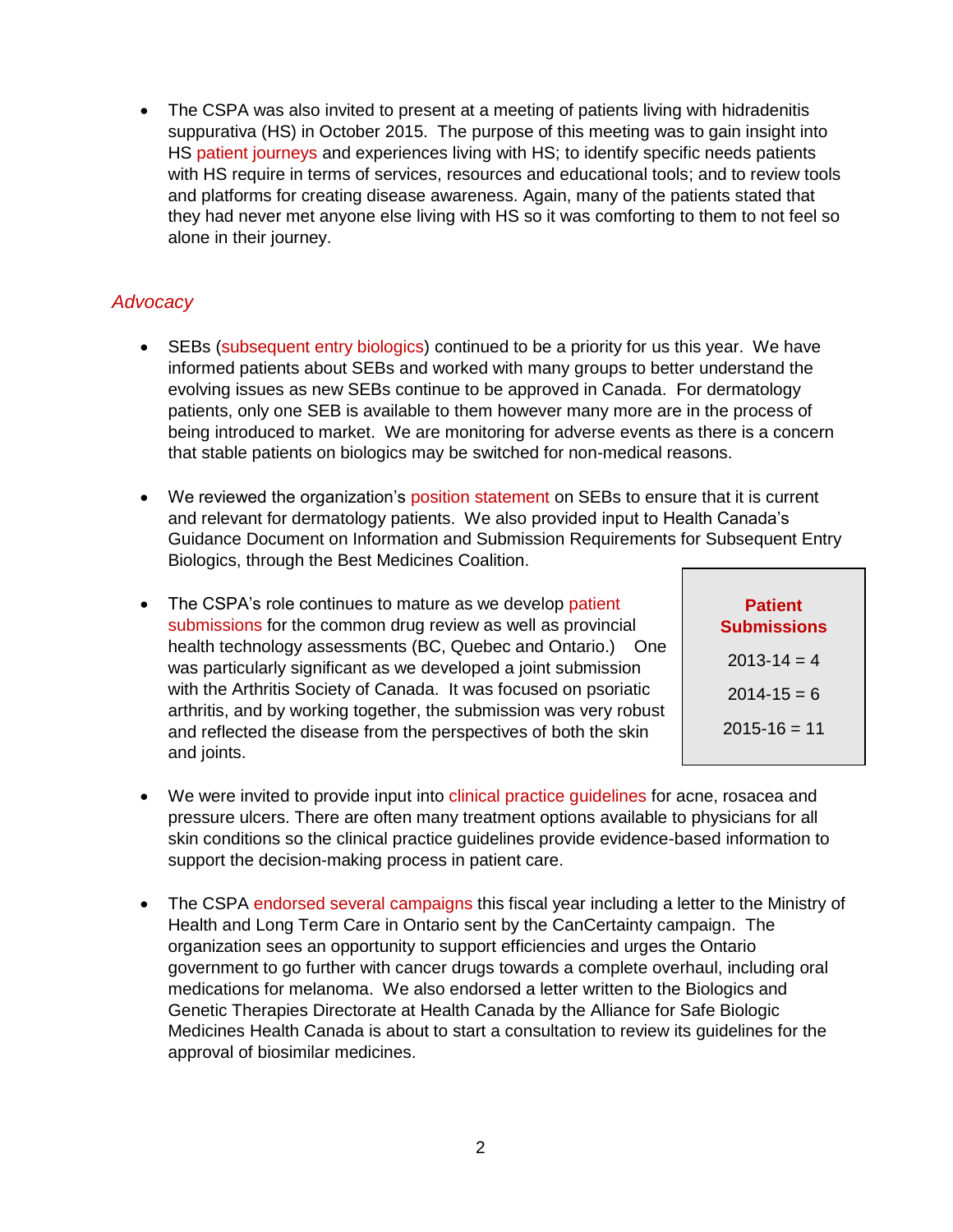- The CSPA was also invited to present at a meeting of patients living with hidradenitis suppurativa (HS) in October 2015. The purpose of this meeting was to gain insight into HS patient journeys and experiences living with HS; to identify specific needs patients with HS require in terms of services, resources and educational tools; and to review tools and platforms for creating disease awareness. Again, many of the patients stated that they had never met anyone else living with HS so it was comforting to them to not feel so alone in their journey.

### *Advocacy*

- SEBs (subsequent entry biologics) continued to be a priority for us this year. We have informed patients about SEBs and worked with many groups to better understand the evolving issues as new SEBs continue to be approved in Canada. For dermatology patients, only one SEB is available to them however many more are in the process of being introduced to market. We are monitoring for adverse events as there is a concern that stable patients on biologics may be switched for non-medical reasons.

- We reviewed the organization's position statement on SEBs to ensure that it is current and relevant for dermatology patients. We also provided input to Health Canada's Guidance Document on Information and Submission Requirements for Subsequent Entry Biologics, through the Best Medicines Coalition.

- The CSPA's role continues to mature as we develop patient submissions for the common drug review as well as provincial health technology assessments (BC, Quebec and Ontario.) One was particularly significant as we developed a joint submission with the Arthritis Society of Canada. It was focused on psoriatic arthritis, and by working together, the submission was very robust and reflected the disease from the perspectives of both the skin and joints.

| **Patient Submissions** |
|---|
| 2013-14 = 4 |
| 2014-15 = 6 |
| 2015-16 = 11 |

- We were invited to provide input into clinical practice guidelines for acne, rosacea and pressure ulcers. There are often many treatment options available to physicians for all skin conditions so the clinical practice guidelines provide evidence-based information to support the decision-making process in patient care.

- The CSPA endorsed several campaigns this fiscal year including a letter to the Ministry of Health and Long Term Care in Ontario sent by the CanCertainty campaign. The organization sees an opportunity to support efficiencies and urges the Ontario government to go further with cancer drugs towards a complete overhaul, including oral medications for melanoma. We also endorsed a letter written to the Biologics and Genetic Therapies Directorate at Health Canada by the Alliance for Safe Biologic Medicines Health Canada is about to start a consultation to review its guidelines for the approval of biosimilar medicines.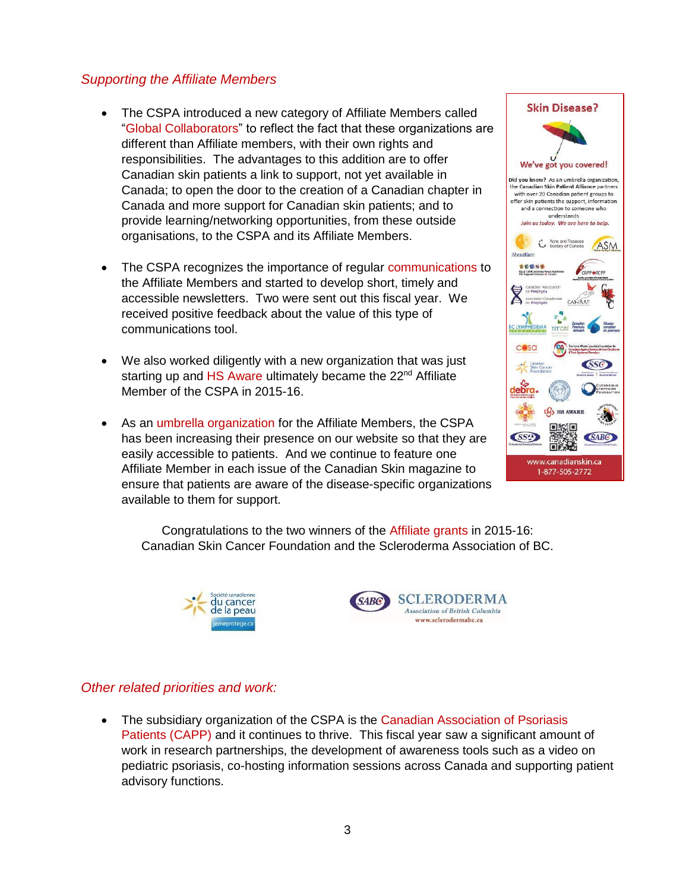### *Supporting the Affiliate Members*

- The CSPA introduced a new category of Affiliate Members called "Global Collaborators" to reflect the fact that these organizations are different than Affiliate members, with their own rights and responsibilities. The advantages to this addition are to offer Canadian skin patients a link to support, not yet available in Canada; to open the door to the creation of a Canadian chapter in Canada and more support for Canadian skin patients; and to provide learning/networking opportunities, from these outside organisations, to the CSPA and its Affiliate Members.

- The CSPA recognizes the importance of regular communications to the Affiliate Members and started to develop short, timely and accessible newsletters. Two were sent out this fiscal year. We received positive feedback about the value of this type of communications tool.

- We also worked diligently with a new organization that was just starting up and HS Aware ultimately became the 22nd Affiliate Member of the CSPA in 2015-16.

- As an umbrella organization for the Affiliate Members, the CSPA has been increasing their presence on our website so that they are easily accessible to patients. And we continue to feature one Affiliate Member in each issue of the Canadian Skin magazine to ensure that patients are aware of the disease-specific organizations available to them for support.

Skin Disease?

We've got you covered!

Did you know? As an umbrella organization, the Canadian Skin Patient Alliance partners with over 20 Canadian patient groups to offer skin patients the support, information and a connection to someone who understands.

*Join us today. We are here to help.*

www.canadianskin.ca
1-877-505-2772

Congratulations to the two winners of the Affiliate grants in 2015-16:
Canadian Skin Cancer Foundation and the Scleroderma Association of BC.

Société canadienne du cancer de la peau — jemeprotege.ca

SABC SCLERODERMA Association of British Columbia — www.sclerodermabc.ca

### *Other related priorities and work:*

- The subsidiary organization of the CSPA is the Canadian Association of Psoriasis Patients (CAPP) and it continues to thrive. This fiscal year saw a significant amount of work in research partnerships, the development of awareness tools such as a video on pediatric psoriasis, co-hosting information sessions across Canada and supporting patient advisory functions.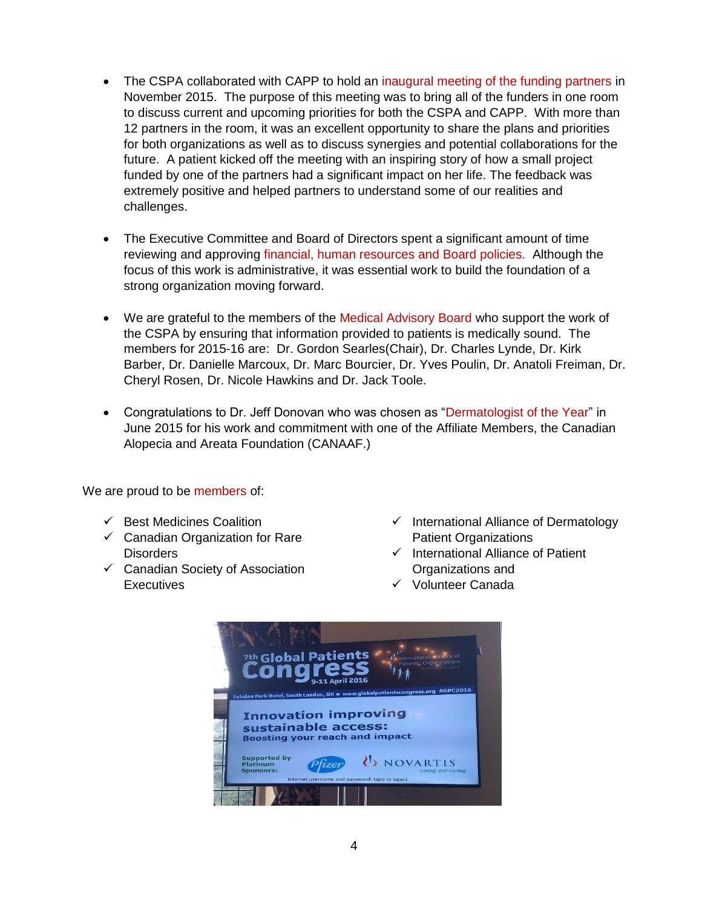- The CSPA collaborated with CAPP to hold an inaugural meeting of the funding partners in November 2015. The purpose of this meeting was to bring all of the funders in one room to discuss current and upcoming priorities for both the CSPA and CAPP. With more than 12 partners in the room, it was an excellent opportunity to share the plans and priorities for both organizations as well as to discuss synergies and potential collaborations for the future. A patient kicked off the meeting with an inspiring story of how a small project funded by one of the partners had a significant impact on her life. The feedback was extremely positive and helped partners to understand some of our realities and challenges.

- The Executive Committee and Board of Directors spent a significant amount of time reviewing and approving financial, human resources and Board policies. Although the focus of this work is administrative, it was essential work to build the foundation of a strong organization moving forward.

- We are grateful to the members of the Medical Advisory Board who support the work of the CSPA by ensuring that information provided to patients is medically sound. The members for 2015-16 are: Dr. Gordon Searles(Chair), Dr. Charles Lynde, Dr. Kirk Barber, Dr. Danielle Marcoux, Dr. Marc Bourcier, Dr. Yves Poulin, Dr. Anatoli Freiman, Dr. Cheryl Rosen, Dr. Nicole Hawkins and Dr. Jack Toole.

- Congratulations to Dr. Jeff Donovan who was chosen as "Dermatologist of the Year" in June 2015 for his work and commitment with one of the Affiliate Members, the Canadian Alopecia and Areata Foundation (CANAAF.)

We are proud to be members of:

- ✓ Best Medicines Coalition
- ✓ Canadian Organization for Rare Disorders
- ✓ Canadian Society of Association Executives
- ✓ International Alliance of Dermatology Patient Organizations
- ✓ International Alliance of Patient Organizations and
- ✓ Volunteer Canada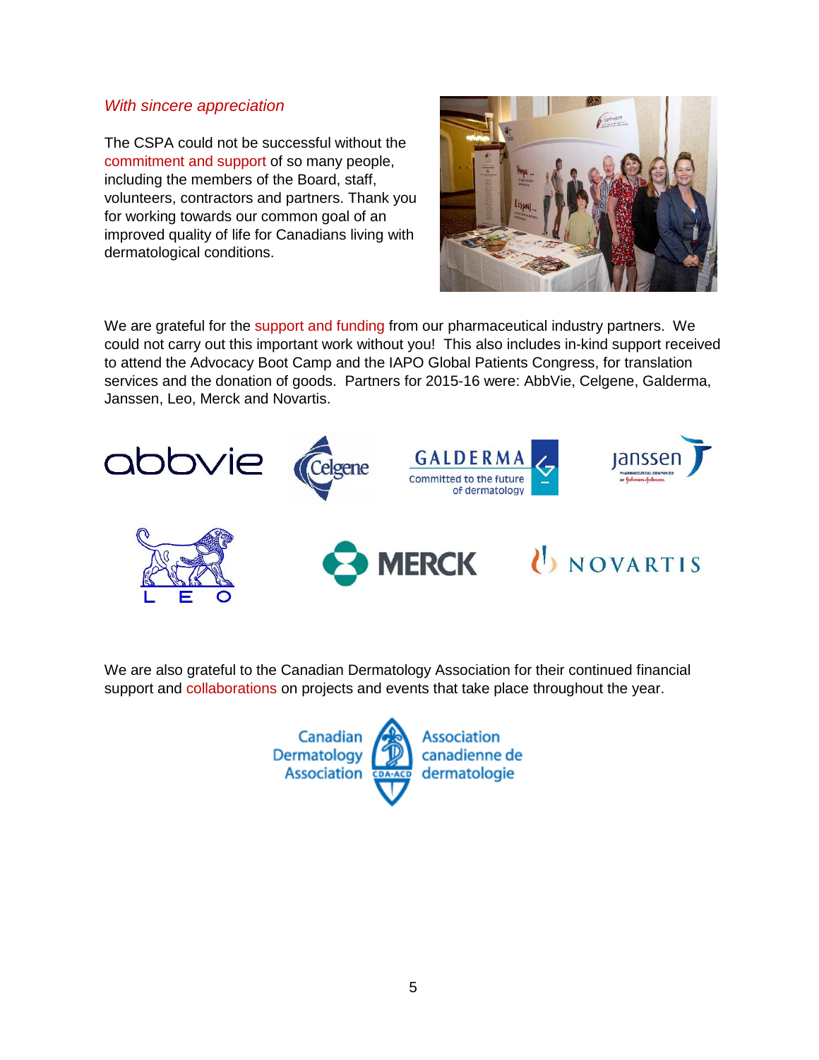*With sincere appreciation*

The CSPA could not be successful without the commitment and support of so many people, including the members of the Board, staff, volunteers, contractors and partners. Thank you for working towards our common goal of an improved quality of life for Canadians living with dermatological conditions.

We are grateful for the support and funding from our pharmaceutical industry partners. We could not carry out this important work without you! This also includes in-kind support received to attend the Advocacy Boot Camp and the IAPO Global Patients Congress, for translation services and the donation of goods. Partners for 2015-16 were: AbbVie, Celgene, Galderma, Janssen, Leo, Merck and Novartis.

We are also grateful to the Canadian Dermatology Association for their continued financial support and collaborations on projects and events that take place throughout the year.